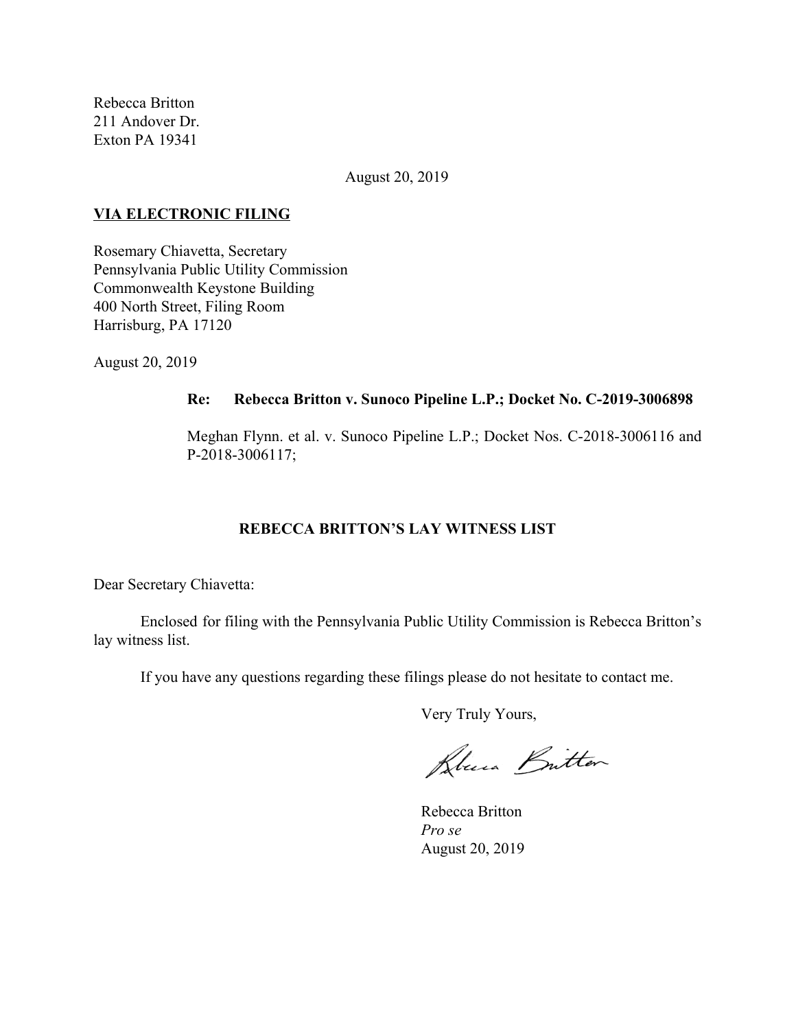Rebecca Britton
211 Andover Dr.
Exton PA 19341

August 20, 2019

**VIA ELECTRONIC FILING**

Rosemary Chiavetta, Secretary
Pennsylvania Public Utility Commission
Commonwealth Keystone Building
400 North Street, Filing Room
Harrisburg, PA 17120

August 20, 2019

**Re: Rebecca Britton v. Sunoco Pipeline L.P.; Docket No. C-2019-3006898**

Meghan Flynn. et al. v. Sunoco Pipeline L.P.; Docket Nos. C-2018-3006116 and P-2018-3006117;

**REBECCA BRITTON'S LAY WITNESS LIST**

Dear Secretary Chiavetta:

Enclosed for filing with the Pennsylvania Public Utility Commission is Rebecca Britton's lay witness list.

If you have any questions regarding these filings please do not hesitate to contact me.

Very Truly Yours,

Rebecca Britton
*Pro se*
August 20, 2019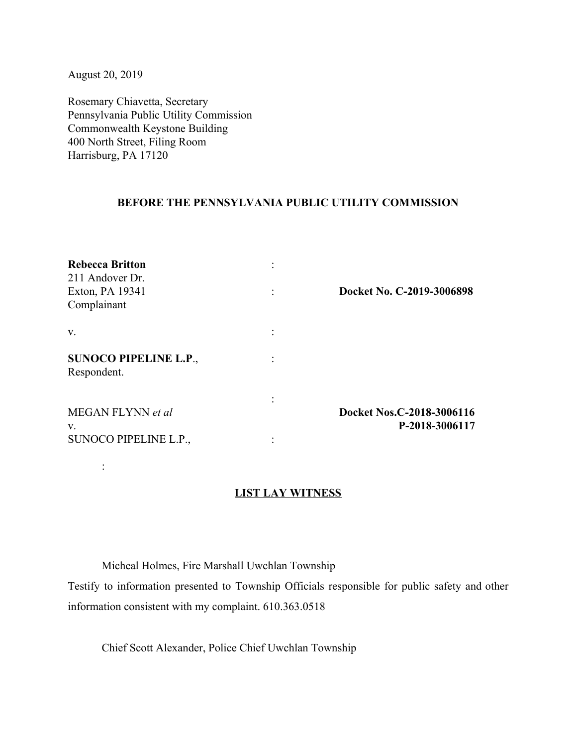August 20, 2019

Rosemary Chiavetta, Secretary
Pennsylvania Public Utility Commission
Commonwealth Keystone Building
400 North Street, Filing Room
Harrisburg, PA 17120

**BEFORE THE PENNSYLVANIA PUBLIC UTILITY COMMISSION**

| | | |
|---|---|---|
| **Rebecca Britton**<br>211 Andover Dr.<br>Exton, PA 19341<br>Complainant | :<br><br>: | <br><br>**Docket No. C-2019-3006898** |
| v. | : | |
| **SUNOCO PIPELINE L.P**.,<br>Respondent. | : | |
| MEGAN FLYNN *et al*<br>v.<br>SUNOCO PIPELINE L.P., | :<br><br>: | **Docket Nos.C-2018-3006116**<br>**P-2018-3006117** |

:

**LIST LAY WITNESS**

Micheal Holmes, Fire Marshall Uwchlan Township
Testify to information presented to Township Officials responsible for public safety and other information consistent with my complaint. 610.363.0518

Chief Scott Alexander, Police Chief Uwchlan Township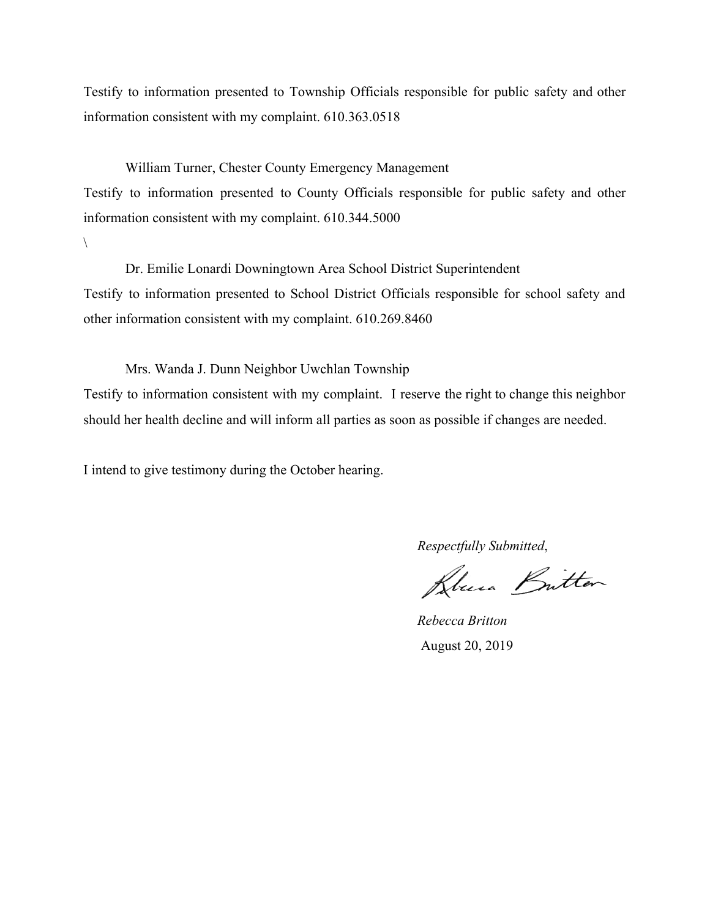Testify to information presented to Township Officials responsible for public safety and other information consistent with my complaint. 610.363.0518

William Turner, Chester County Emergency Management

Testify to information presented to County Officials responsible for public safety and other information consistent with my complaint. 610.344.5000

\

Dr. Emilie Lonardi Downingtown Area School District Superintendent

Testify to information presented to School District Officials responsible for school safety and other information consistent with my complaint. 610.269.8460

Mrs. Wanda J. Dunn Neighbor Uwchlan Township

Testify to information consistent with my complaint. I reserve the right to change this neighbor should her health decline and will inform all parties as soon as possible if changes are needed.

I intend to give testimony during the October hearing.

*Respectfully Submitted*,

*Rebecca Britton*

August 20, 2019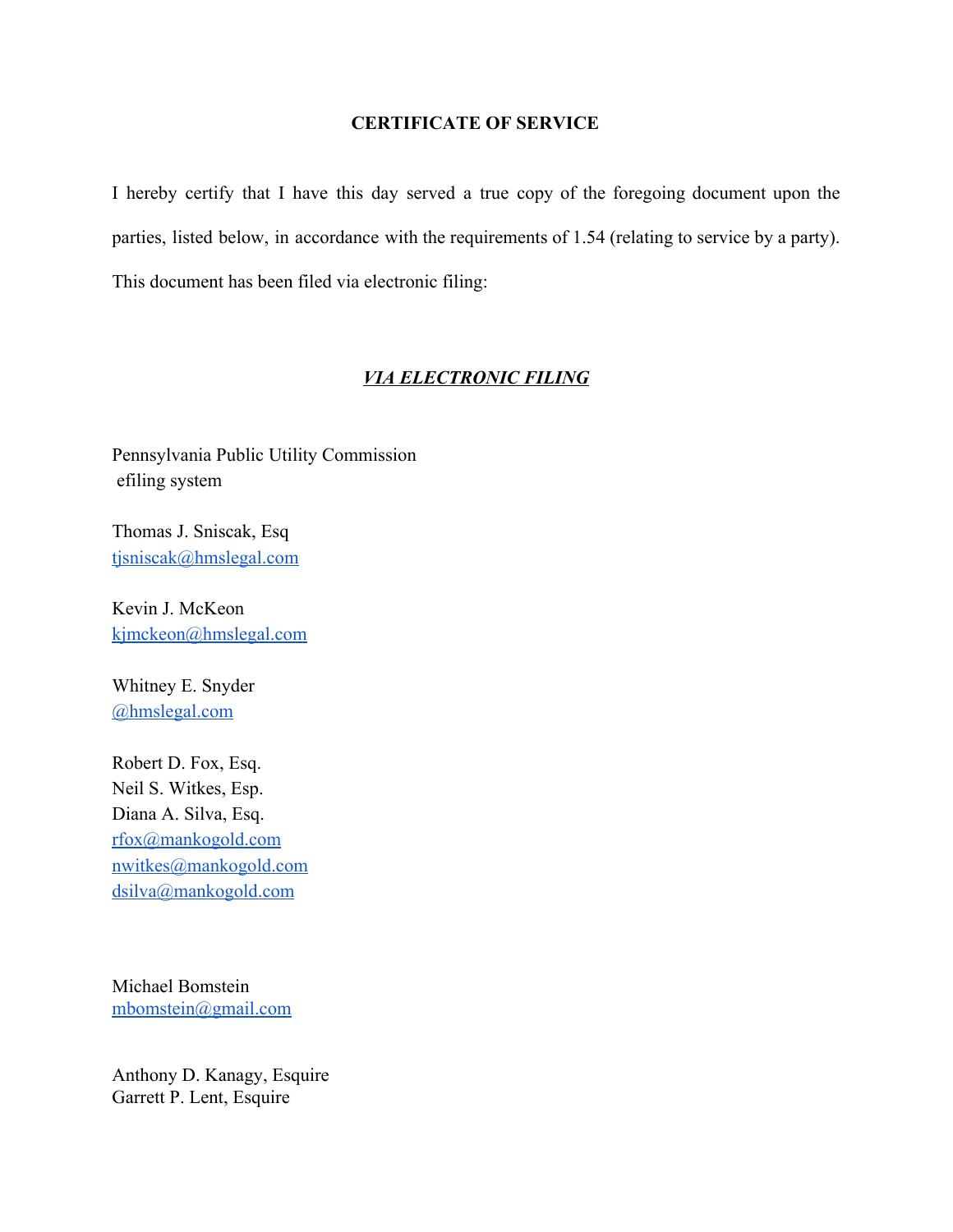**CERTIFICATE OF SERVICE**

I hereby certify that I have this day served a true copy of the foregoing document upon the parties, listed below, in accordance with the requirements of 1.54 (relating to service by a party). This document has been filed via electronic filing:

***VIA ELECTRONIC FILING***

Pennsylvania Public Utility Commission
efiling system

Thomas J. Sniscak, Esq
tjsniscak@hmslegal.com

Kevin J. McKeon
kjmckeon@hmslegal.com

Whitney E. Snyder
@hmslegal.com

Robert D. Fox, Esq.
Neil S. Witkes, Esp.
Diana A. Silva, Esq.
rfox@mankogold.com
nwitkes@mankogold.com
dsilva@mankogold.com

Michael Bomstein
mbomstein@gmail.com

Anthony D. Kanagy, Esquire
Garrett P. Lent, Esquire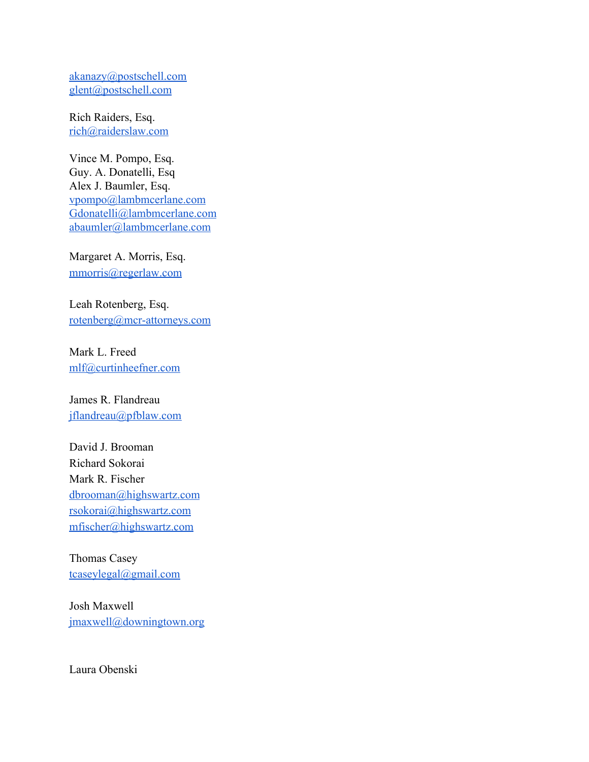akanazy@postschell.com
glent@postschell.com

Rich Raiders, Esq.
rich@raiderslaw.com

Vince M. Pompo, Esq.
Guy. A. Donatelli, Esq
Alex J. Baumler, Esq.
vpompo@lambmcerlane.com
Gdonatelli@lambmcerlane.com
abaumler@lambmcerlane.com

Margaret A. Morris, Esq.
mmorris@regerlaw.com

Leah Rotenberg, Esq.
rotenberg@mcr-attorneys.com

Mark L. Freed
mlf@curtinheefner.com

James R. Flandreau
jflandreau@pfblaw.com

David J. Brooman
Richard Sokorai
Mark R. Fischer
dbrooman@highswartz.com
rsokorai@highswartz.com
mfischer@highswartz.com

Thomas Casey
tcaseylegal@gmail.com

Josh Maxwell
jmaxwell@downingtown.org

Laura Obenski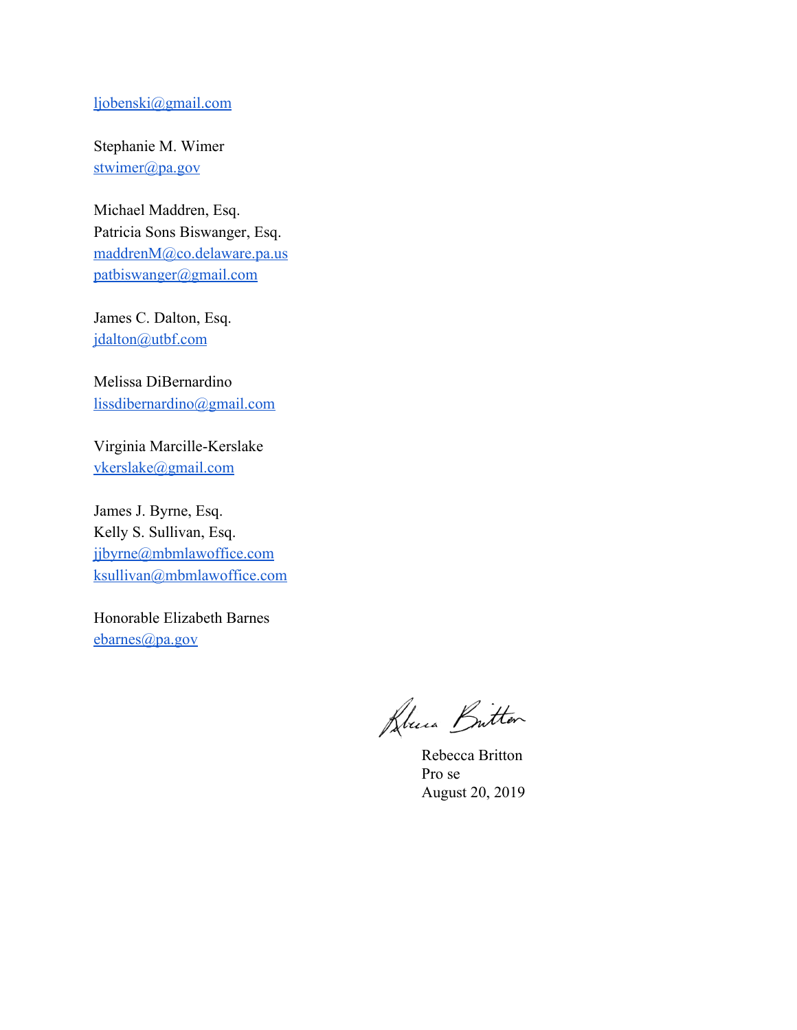ljobenski@gmail.com

Stephanie M. Wimer
stwimer@pa.gov

Michael Maddren, Esq.
Patricia Sons Biswanger, Esq.
maddrenM@co.delaware.pa.us
patbiswanger@gmail.com

James C. Dalton, Esq.
jdalton@utbf.com

Melissa DiBernardino
lissdibernardino@gmail.com

Virginia Marcille-Kerslake
vkerslake@gmail.com

James J. Byrne, Esq.
Kelly S. Sullivan, Esq.
jjbyrne@mbmlawoffice.com
ksullivan@mbmlawoffice.com

Honorable Elizabeth Barnes
ebarnes@pa.gov

Rebecca Britton
Pro se
August 20, 2019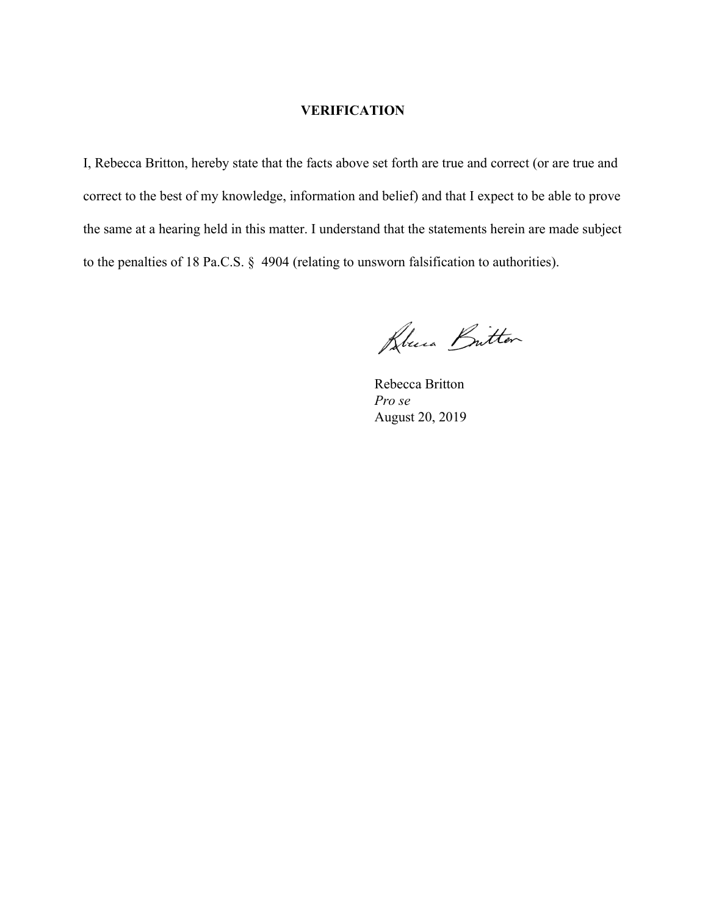**VERIFICATION**

I, Rebecca Britton, hereby state that the facts above set forth are true and correct (or are true and correct to the best of my knowledge, information and belief) and that I expect to be able to prove the same at a hearing held in this matter. I understand that the statements herein are made subject to the penalties of 18 Pa.C.S. § 4904 (relating to unsworn falsification to authorities).

Rebecca Britton
*Pro se*
August 20, 2019